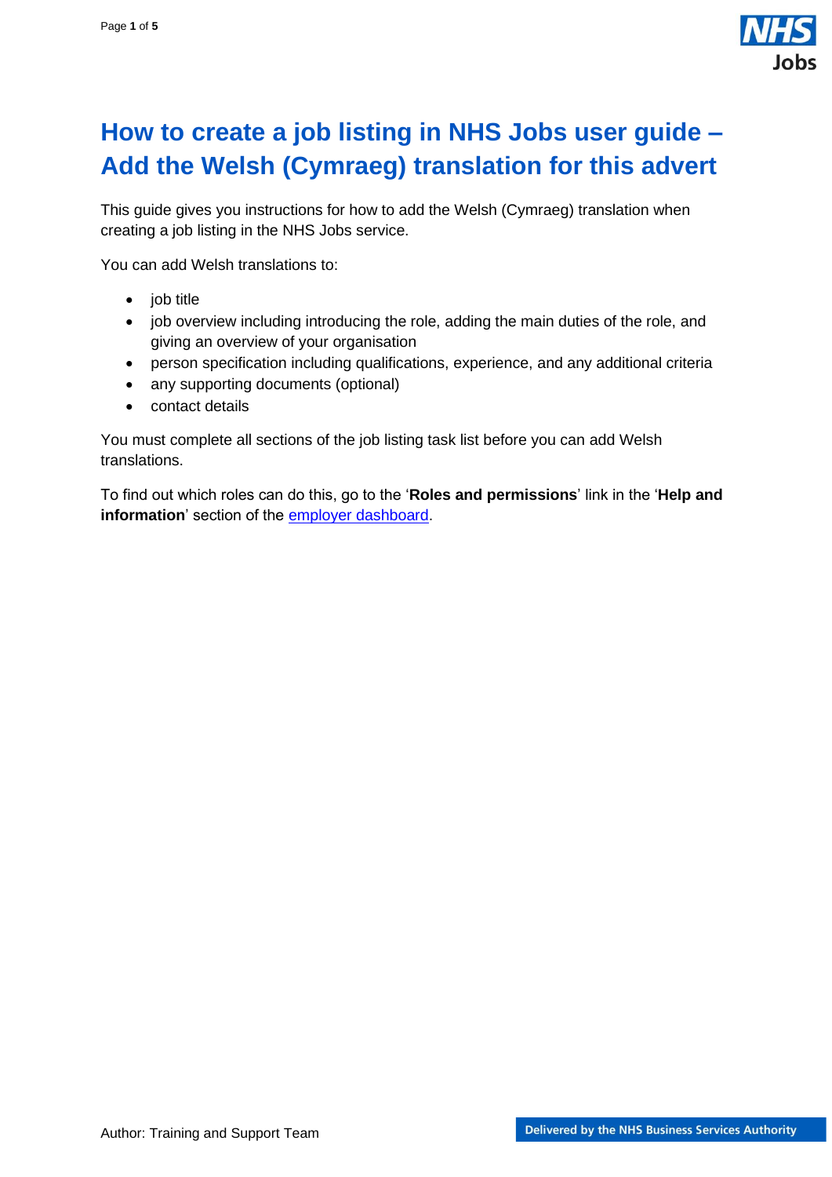# How to create a job listing in NHS Jobs user guide – Add the Welsh (Cymraeg) translation for this advert

This guide gives you instructions for how to add the Welsh (Cymraeg) translation when creating a job listing in the NHS Jobs service.

You can add Welsh translations to:

- job title
- job overview including introducing the role, adding the main duties of the role, and giving an overview of your organisation
- person specification including qualifications, experience, and any additional criteria
- any supporting documents (optional)
- contact details

You must complete all sections of the job listing task list before you can add Welsh translations.

To find out which roles can do this, go to the '**Roles and permissions**' link in the '**Help and information**' section of the employer dashboard.

Author: Training and Support Team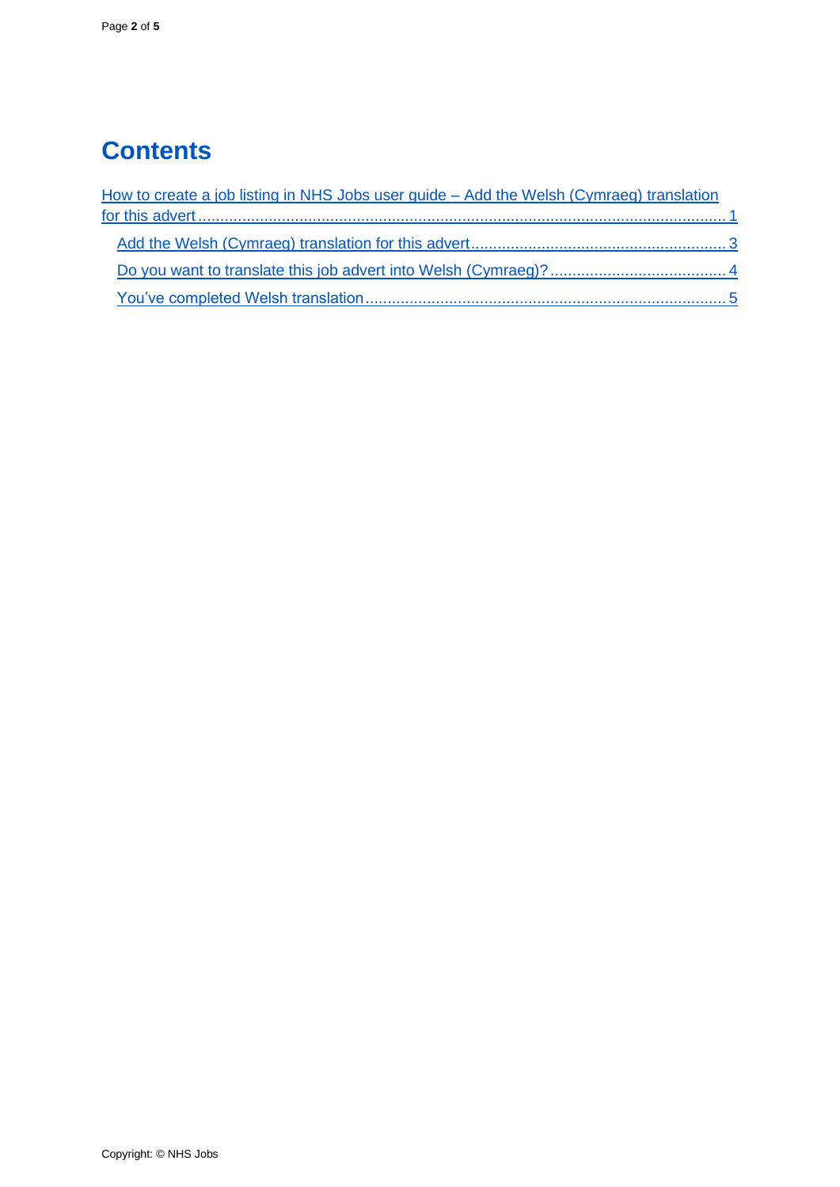# Contents

How to create a job listing in NHS Jobs user guide – Add the Welsh (Cymraeg) translation for this advert ........ 1

- Add the Welsh (Cymraeg) translation for this advert ........ 3
- Do you want to translate this job advert into Welsh (Cymraeg)? ........ 4
- You've completed Welsh translation ........ 5

Copyright: © NHS Jobs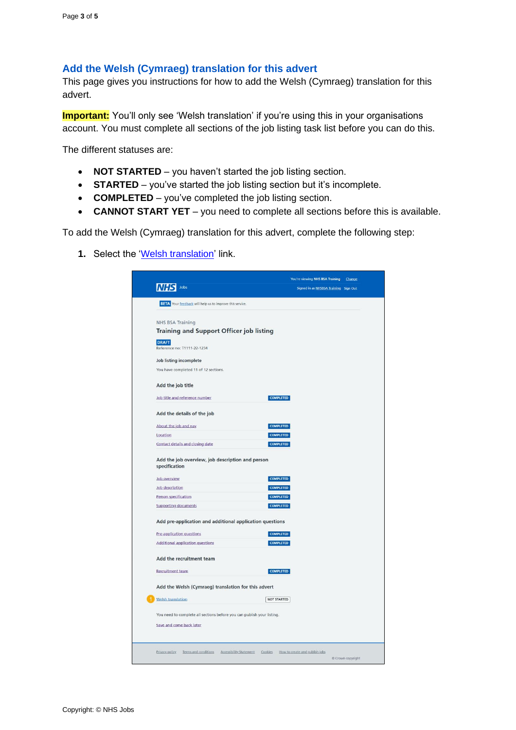## Add the Welsh (Cymraeg) translation for this advert

This page gives you instructions for how to add the Welsh (Cymraeg) translation for this advert.

**Important:** You'll only see 'Welsh translation' if you're using this in your organisations account. You must complete all sections of the job listing task list before you can do this.

The different statuses are:

- **NOT STARTED** – you haven't started the job listing section.
- **STARTED** – you've started the job listing section but it's incomplete.
- **COMPLETED** – you've completed the job listing section.
- **CANNOT START YET** – you need to complete all sections before this is available.

To add the Welsh (Cymraeg) translation for this advert, complete the following step:

1. Select the 'Welsh translation' link.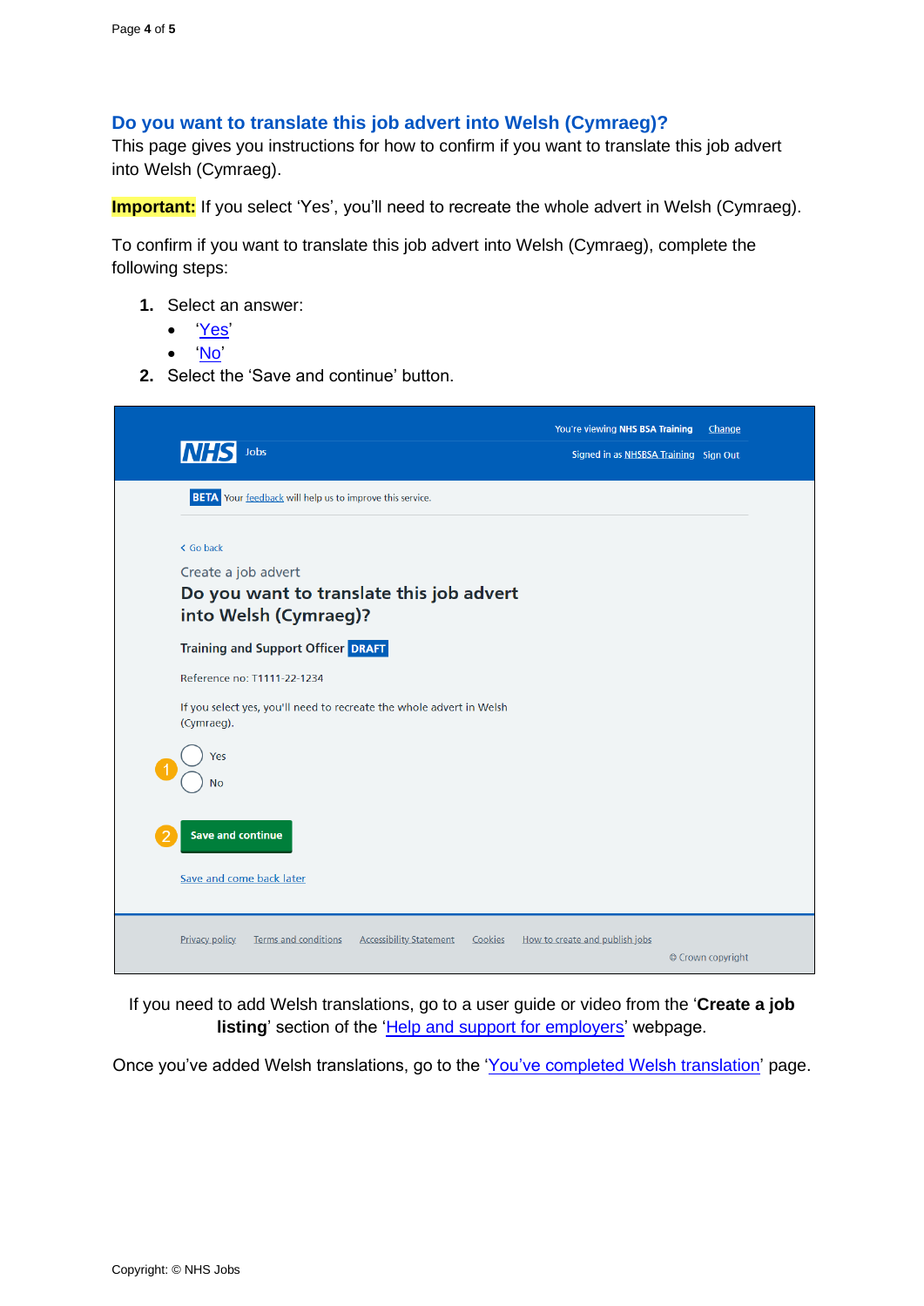## Do you want to translate this job advert into Welsh (Cymraeg)?

This page gives you instructions for how to confirm if you want to translate this job advert into Welsh (Cymraeg).

**Important:** If you select 'Yes', you'll need to recreate the whole advert in Welsh (Cymraeg).

To confirm if you want to translate this job advert into Welsh (Cymraeg), complete the following steps:

1. Select an answer:
   - 'Yes'
   - 'No'
2. Select the 'Save and continue' button.

You're viewing NHS BSA Training Change

NHS Jobs

Signed in as NHSBSA Training Sign Out

BETA Your feedback will help us to improve this service.

< Go back

Create a job advert

**Do you want to translate this job advert into Welsh (Cymraeg)?**

**Training and Support Officer** DRAFT

Reference no: T1111-22-1234

If you select yes, you'll need to recreate the whole advert in Welsh (Cymraeg).

1. Yes
   No

2. Save and continue

Save and come back later

Privacy policy Terms and conditions Accessibility Statement Cookies How to create and publish jobs

© Crown copyright

If you need to add Welsh translations, go to a user guide or video from the '**Create a job listing**' section of the 'Help and support for employers' webpage.

Once you've added Welsh translations, go to the 'You've completed Welsh translation' page.

Copyright: © NHS Jobs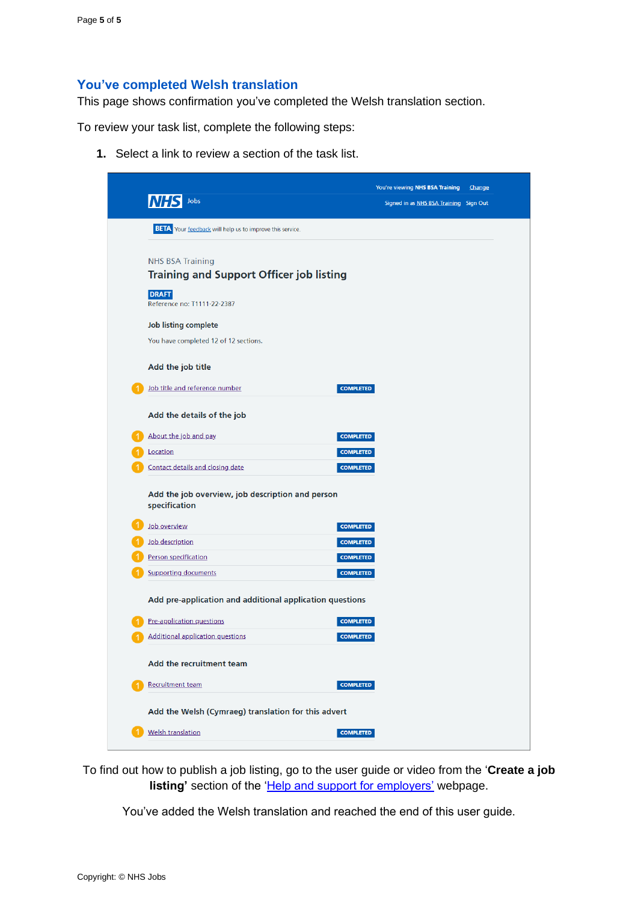## You've completed Welsh translation

This page shows confirmation you've completed the Welsh translation section.

To review your task list, complete the following steps:

1. Select a link to review a section of the task list.

To find out how to publish a job listing, go to the user guide or video from the '**Create a job listing'** section of the 'Help and support for employers' webpage.

You've added the Welsh translation and reached the end of this user guide.

Copyright: © NHS Jobs